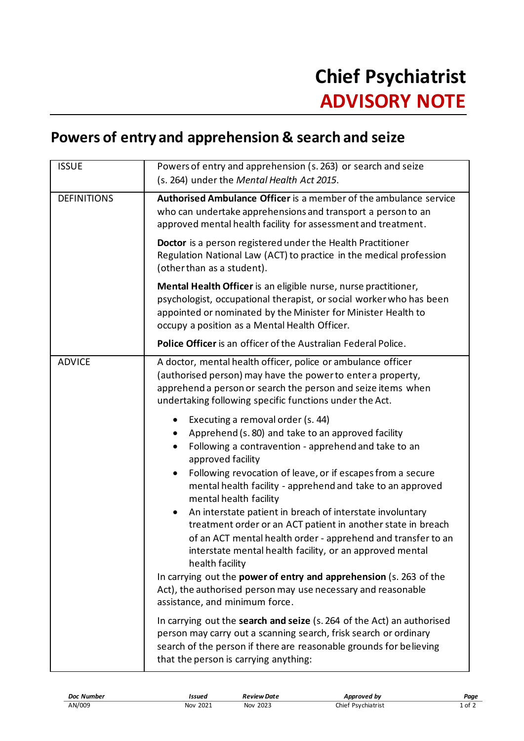# Chief Psychiatrist
# ADVISORY NOTE

## Powers of entry and apprehension & search and seize

| ISSUE | Powers of entry and apprehension (s. 263) or search and seize (s. 264) under the *Mental Health Act 2015*. |
|---|---|
| DEFINITIONS | **Authorised Ambulance Officer** is a member of the ambulance service who can undertake apprehensions and transport a person to an approved mental health facility for assessment and treatment.<br><br>**Doctor** is a person registered under the Health Practitioner Regulation National Law (ACT) to practice in the medical profession (other than as a student).<br><br>**Mental Health Officer** is an eligible nurse, nurse practitioner, psychologist, occupational therapist, or social worker who has been appointed or nominated by the Minister for Minister Health to occupy a position as a Mental Health Officer.<br><br>**Police Officer** is an officer of the Australian Federal Police. |
| ADVICE | A doctor, mental health officer, police or ambulance officer (authorised person) may have the power to enter a property, apprehend a person or search the person and seize items when undertaking following specific functions under the Act.<br><br>• Executing a removal order (s. 44)<br>• Apprehend (s. 80) and take to an approved facility<br>• Following a contravention - apprehend and take to an approved facility<br>• Following revocation of leave, or if escapes from a secure mental health facility - apprehend and take to an approved mental health facility<br>• An interstate patient in breach of interstate involuntary treatment order or an ACT patient in another state in breach of an ACT mental health order - apprehend and transfer to an interstate mental health facility, or an approved mental health facility<br><br>In carrying out the **power of entry and apprehension** (s. 263 of the Act), the authorised person may use necessary and reasonable assistance, and minimum force.<br><br>In carrying out the **search and seize** (s. 264 of the Act) an authorised person may carry out a scanning search, frisk search or ordinary search of the person if there are reasonable grounds for believing that the person is carrying anything: |

| Doc Number | Issued | Review Date | Approved by |
|---|---|---|---|
| AN/009 | Nov 2021 | Nov 2023 | Chief Psychiatrist |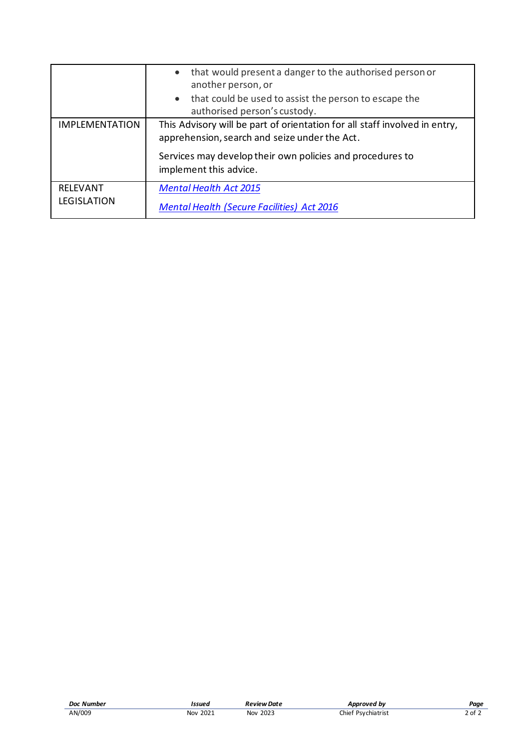| | |
|---|---|
| | • that would present a danger to the authorised person or another person, or<br>• that could be used to assist the person to escape the authorised person's custody. |
| IMPLEMENTATION | This Advisory will be part of orientation for all staff involved in entry, apprehension, search and seize under the Act.<br><br>Services may develop their own policies and procedures to implement this advice. |
| RELEVANT LEGISLATION | *Mental Health Act 2015*<br><br>*Mental Health (Secure Facilities) Act 2016* |

| *Doc Number* | *Issued* | *Review Date* | *Approved by* |
|---|---|---|---|
| AN/009 | Nov 2021 | Nov 2023 | Chief Psychiatrist |